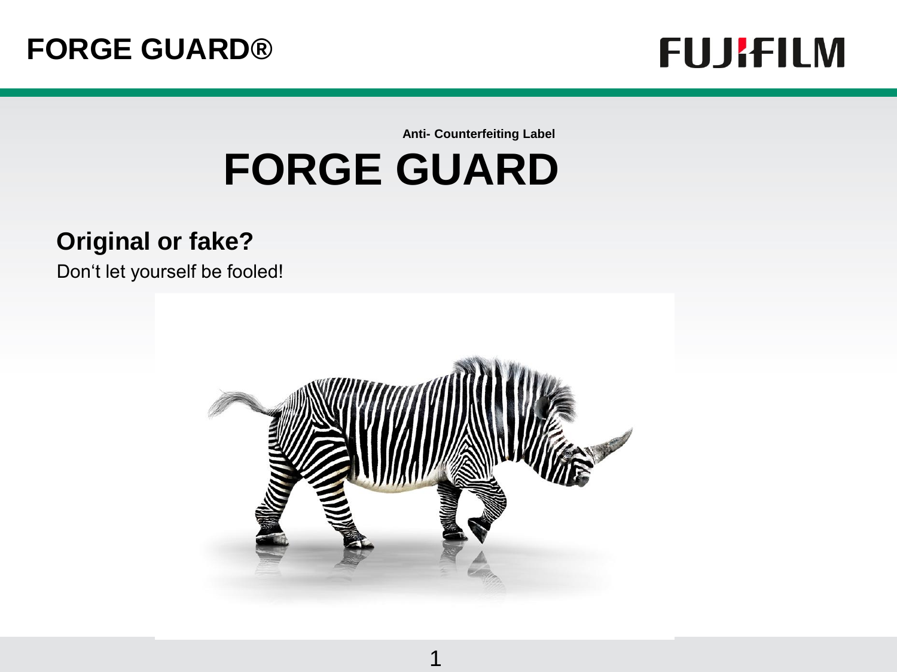Anti- Counterfeiting Label

# FORGE GUARD

## Original or fake?

Don‘t let yourself be fooled!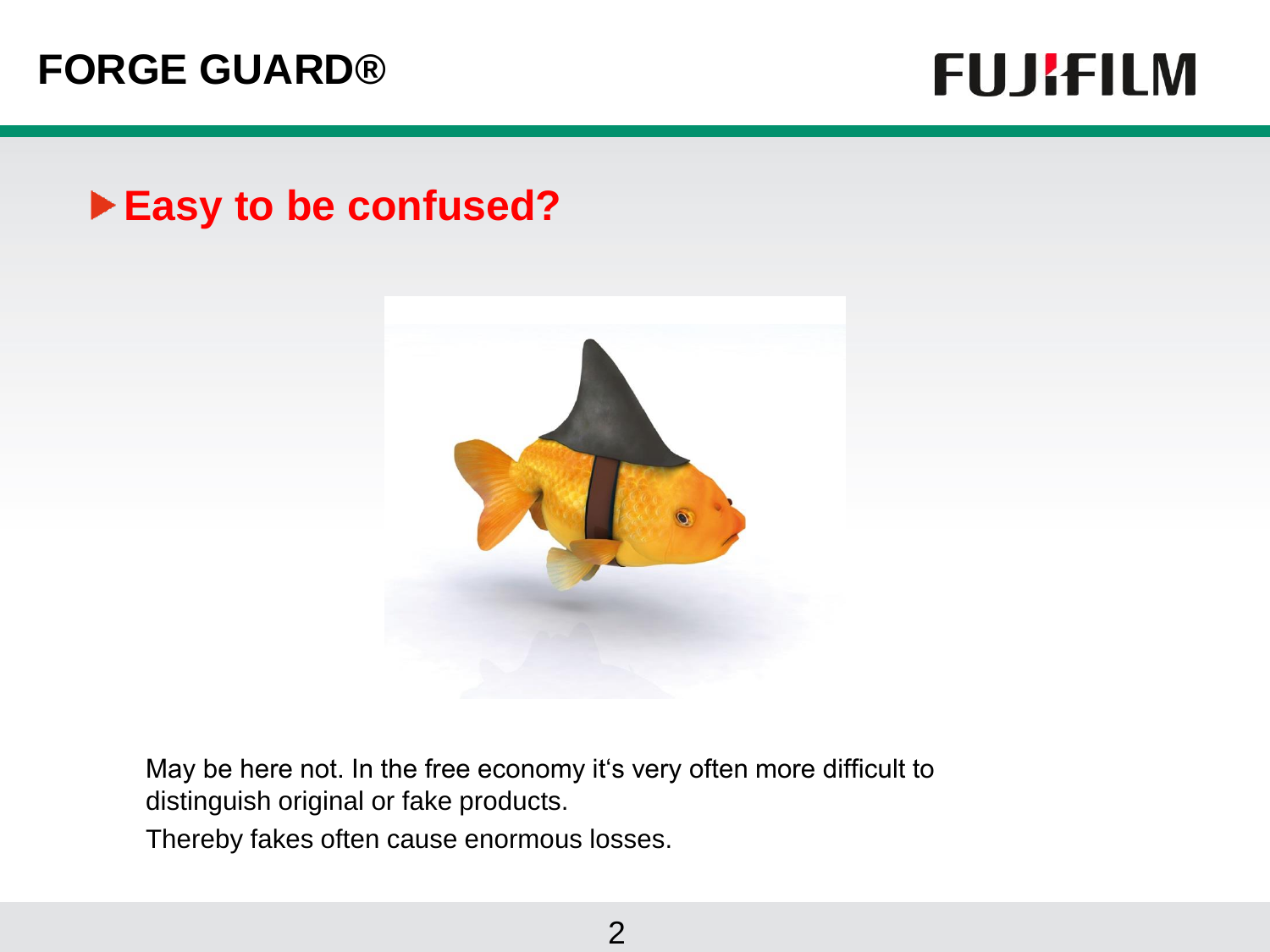## Easy to be confused?

May be here not. In the free economy it's very often more difficult to distinguish original or fake products.

Thereby fakes often cause enormous losses.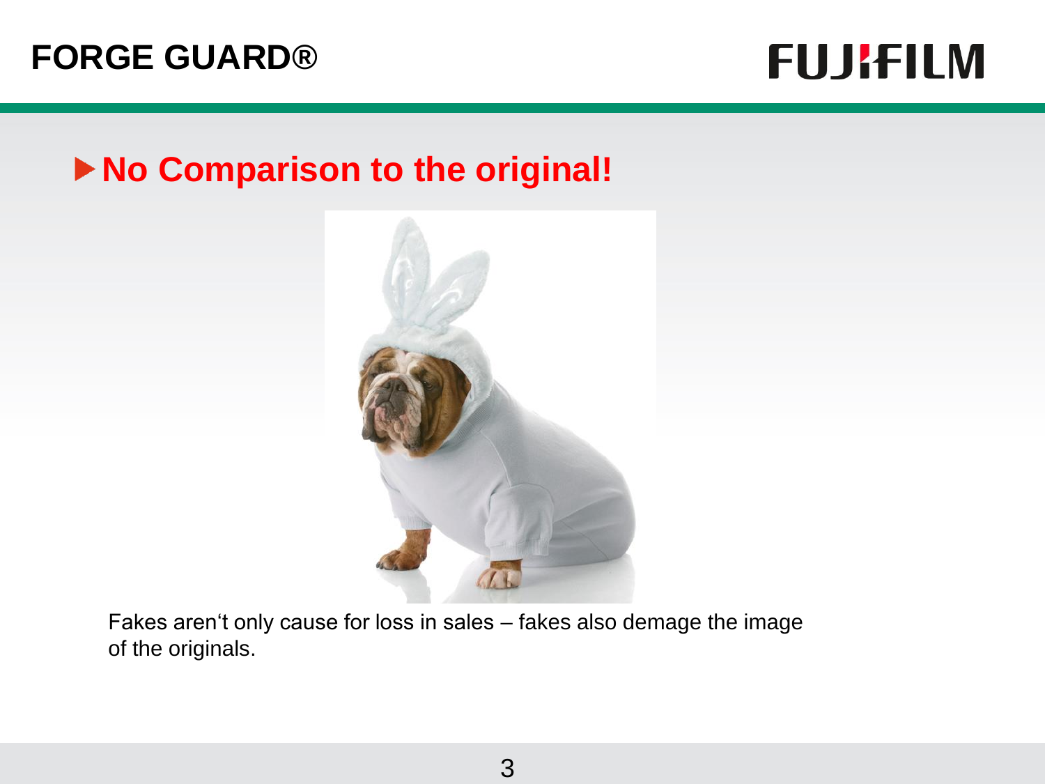# FORGE GUARD®

## ▶ No Comparison to the original!

Fakes aren't only cause for loss in sales – fakes also demage the image of the originals.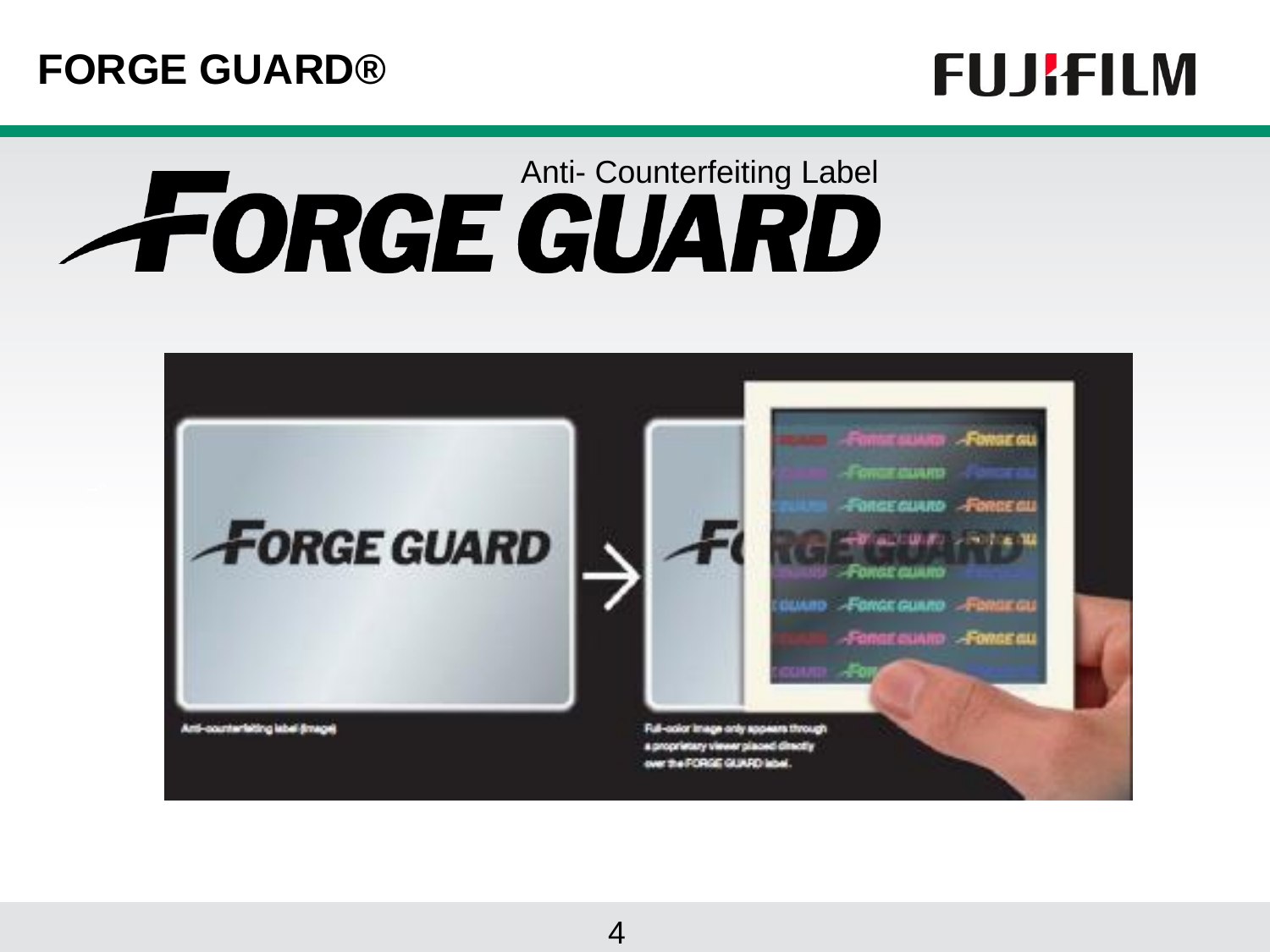# FORGE GUARD®

FUJIFILM

Anti- Counterfeiting Label

FORGE GUARD

Anti-counterfeiting label (image)

Full-color image only appears through a proprietary viewer placed directly over the FORGE GUARD label.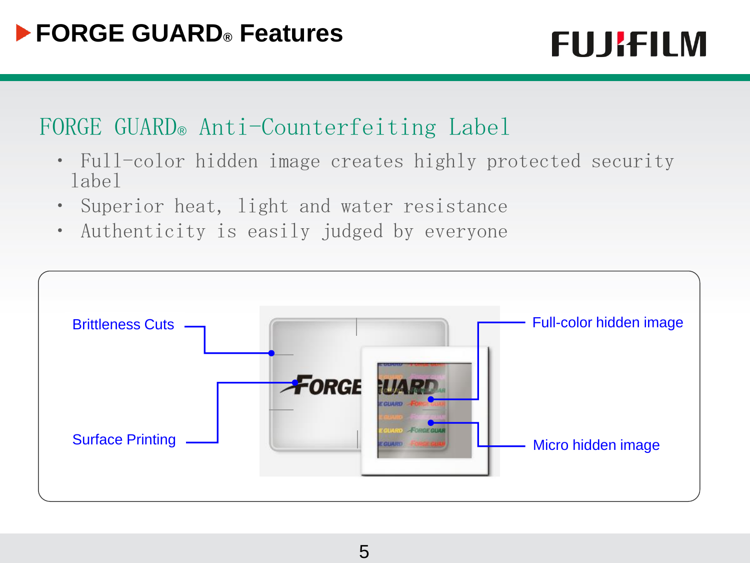# FORGE GUARD® Features

## FORGE GUARD® Anti-Counterfeiting Label

- Full-color hidden image creates highly protected security label
- Superior heat, light and water resistance
- Authenticity is easily judged by everyone

Brittleness Cuts

Surface Printing

Full-color hidden image

Micro hidden image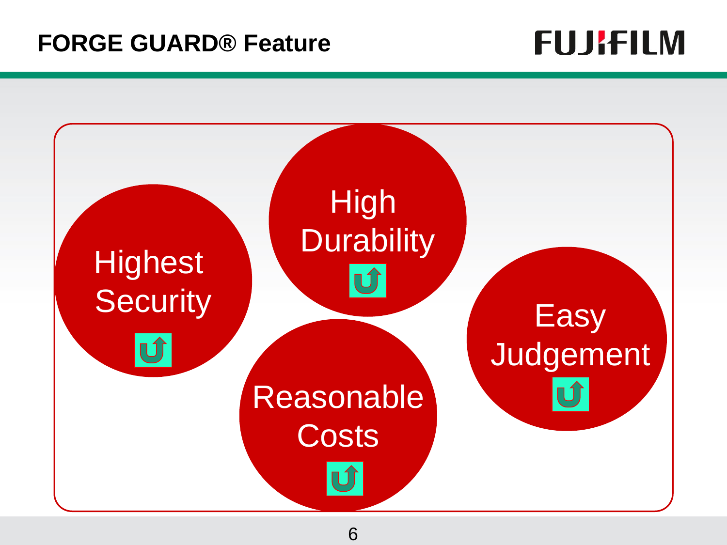# FORGE GUARD® Feature

- Highest Security
- High Durability
- Reasonable Costs
- Easy Judgement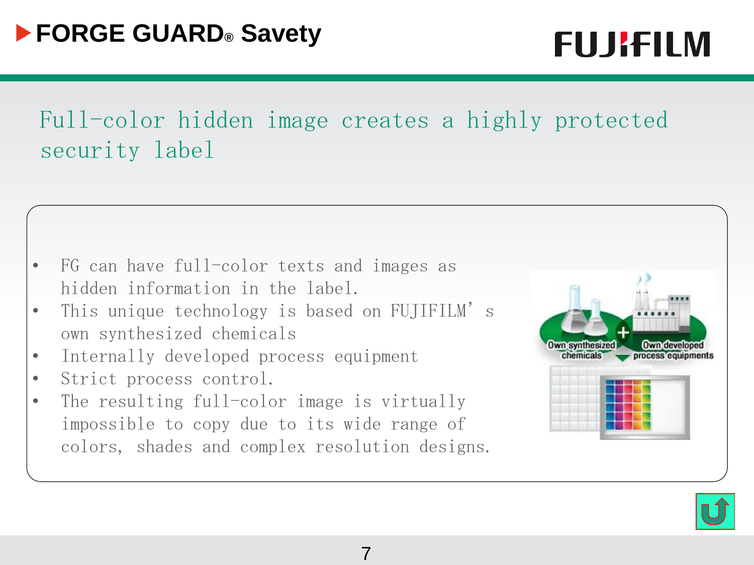# FORGE GUARD® Savety

## Full-color hidden image creates a highly protected security label

- FG can have full-color texts and images as hidden information in the label.
- This unique technology is based on FUJIFILM's own synthesized chemicals
- Internally developed process equipment
- Strict process control.
- The resulting full-color image is virtually impossible to copy due to its wide range of colors, shades and complex resolution designs.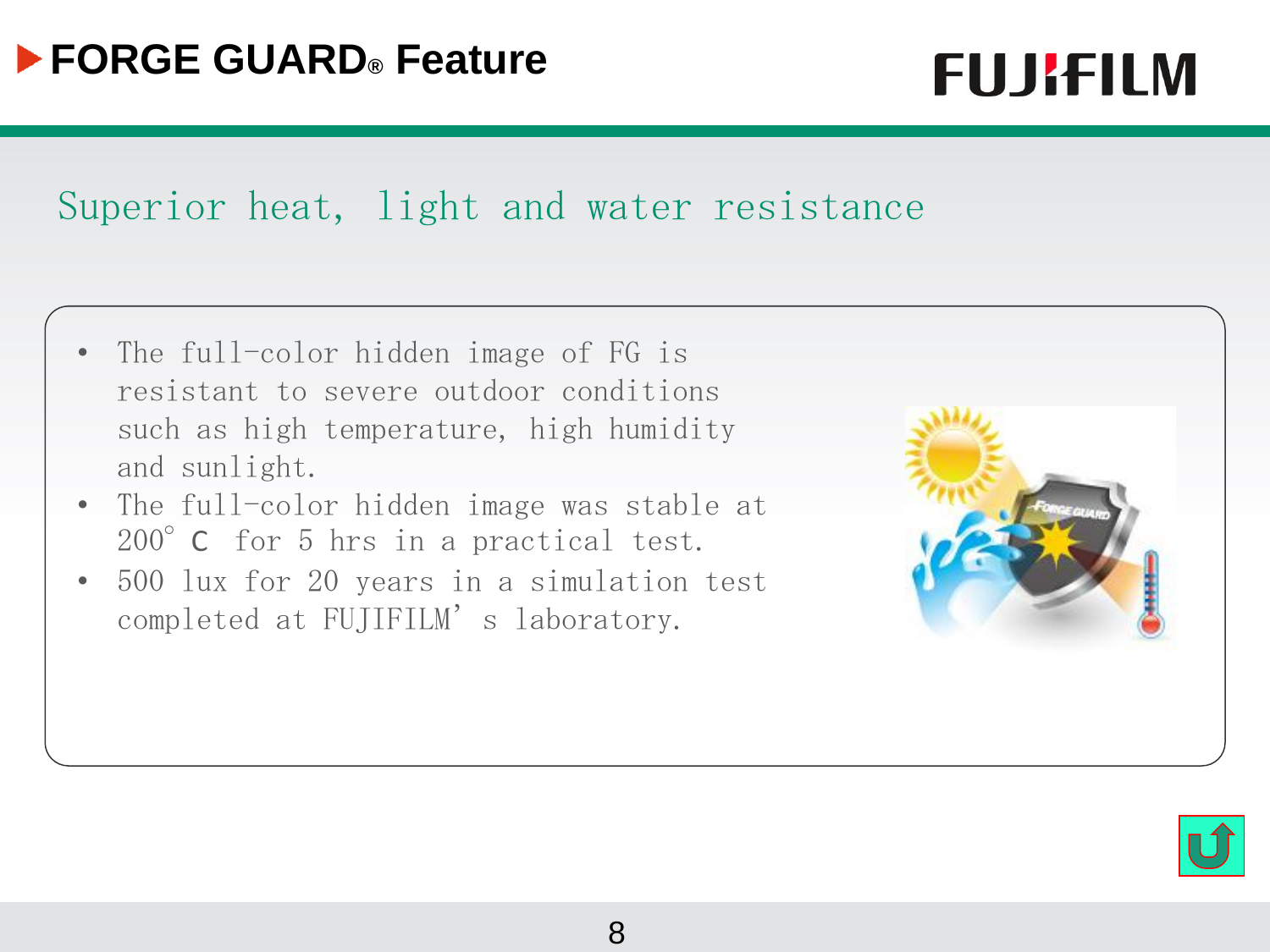# FORGE GUARD® Feature

## Superior heat, light and water resistance

- The full-color hidden image of FG is resistant to severe outdoor conditions such as high temperature, high humidity and sunlight.
- The full-color hidden image was stable at 200°C for 5 hrs in a practical test.
- 500 lux for 20 years in a simulation test completed at FUJIFILM's laboratory.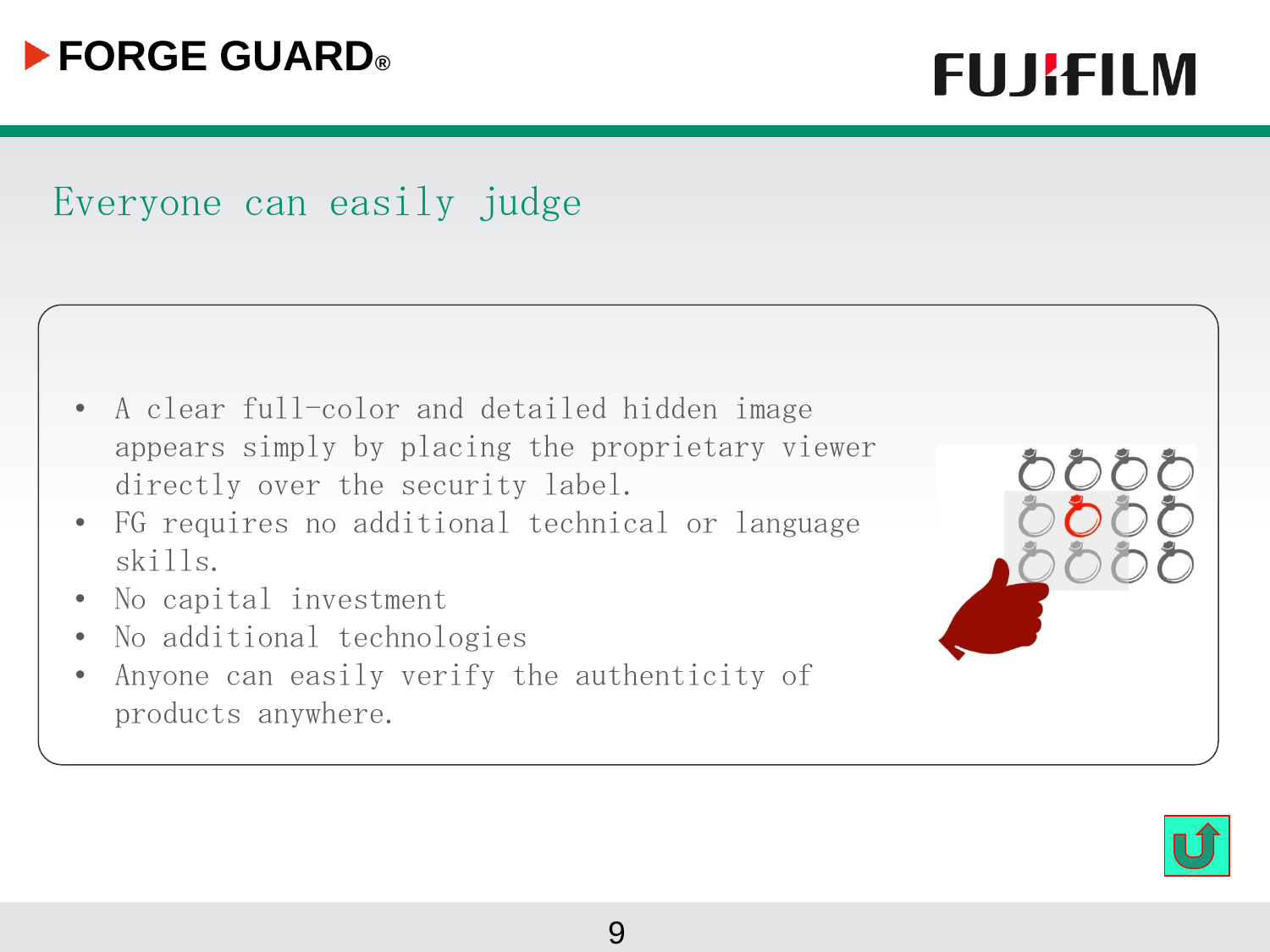# Everyone can easily judge

- A clear full-color and detailed hidden image appears simply by placing the proprietary viewer directly over the security label.
- FG requires no additional technical or language skills.
- No capital investment
- No additional technologies
- Anyone can easily verify the authenticity of products anywhere.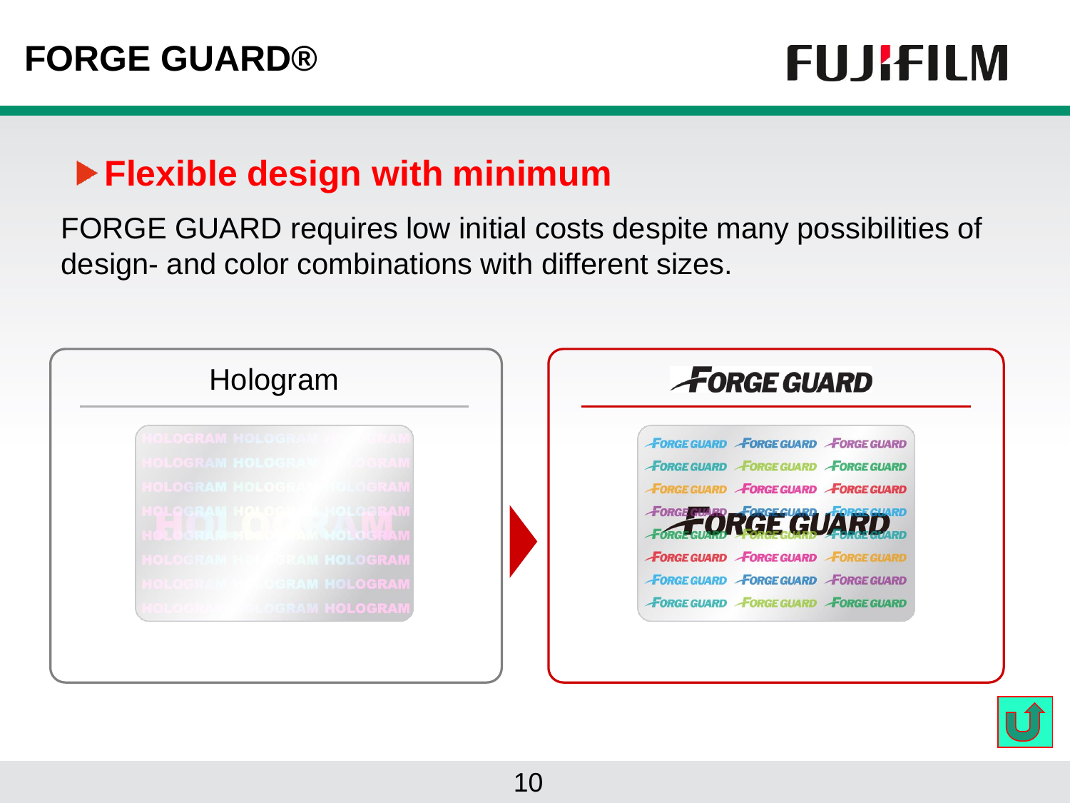# FORGE GUARD®

FUJIFILM

## ▶Flexible design with minimum

FORGE GUARD requires low initial costs despite many possibilities of design- and color combinations with different sizes.

Hologram

FORGE GUARD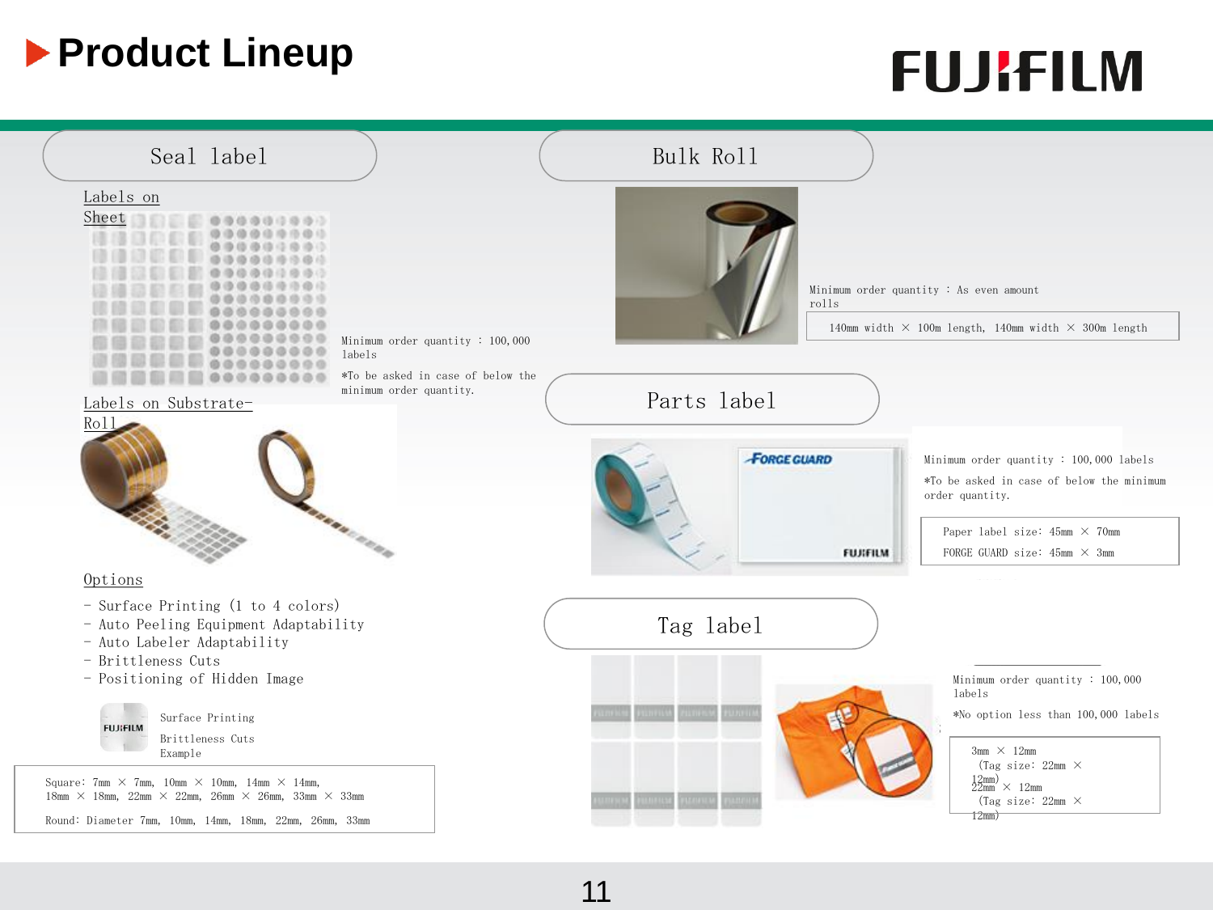# Product Lineup

## Seal label

Labels on Sheet

Minimum order quantity : 100,000 labels

*To be asked in case of below the minimum order quantity.

Labels on Substrate-Roll

Options

- Surface Printing (1 to 4 colors)
- Auto Peeling Equipment Adaptability
- Auto Labeler Adaptability
- Brittleness Cuts
- Positioning of Hidden Image

Surface Printing

Brittleness Cuts

Example

Square: 7mm × 7mm, 10mm × 10mm, 14mm × 14mm, 18mm × 18mm, 22mm × 22mm, 26mm × 26mm, 33mm × 33mm

Round: Diameter 7mm, 10mm, 14mm, 18mm, 22mm, 26mm, 33mm

## Bulk Roll

Minimum order quantity : As even amount rolls

140mm width × 100m length, 140mm width × 300m length

## Parts label

Minimum order quantity : 100,000 labels

*To be asked in case of below the minimum order quantity.

Paper label size: 45mm × 70mm

FORGE GUARD size: 45mm × 3mm

## Tag label

Minimum order quantity : 100,000 labels

*No option less than 100,000 labels

3mm × 12mm (Tag size: 22mm × 12mm)

22mm × 12mm (Tag size: 22mm × 12mm)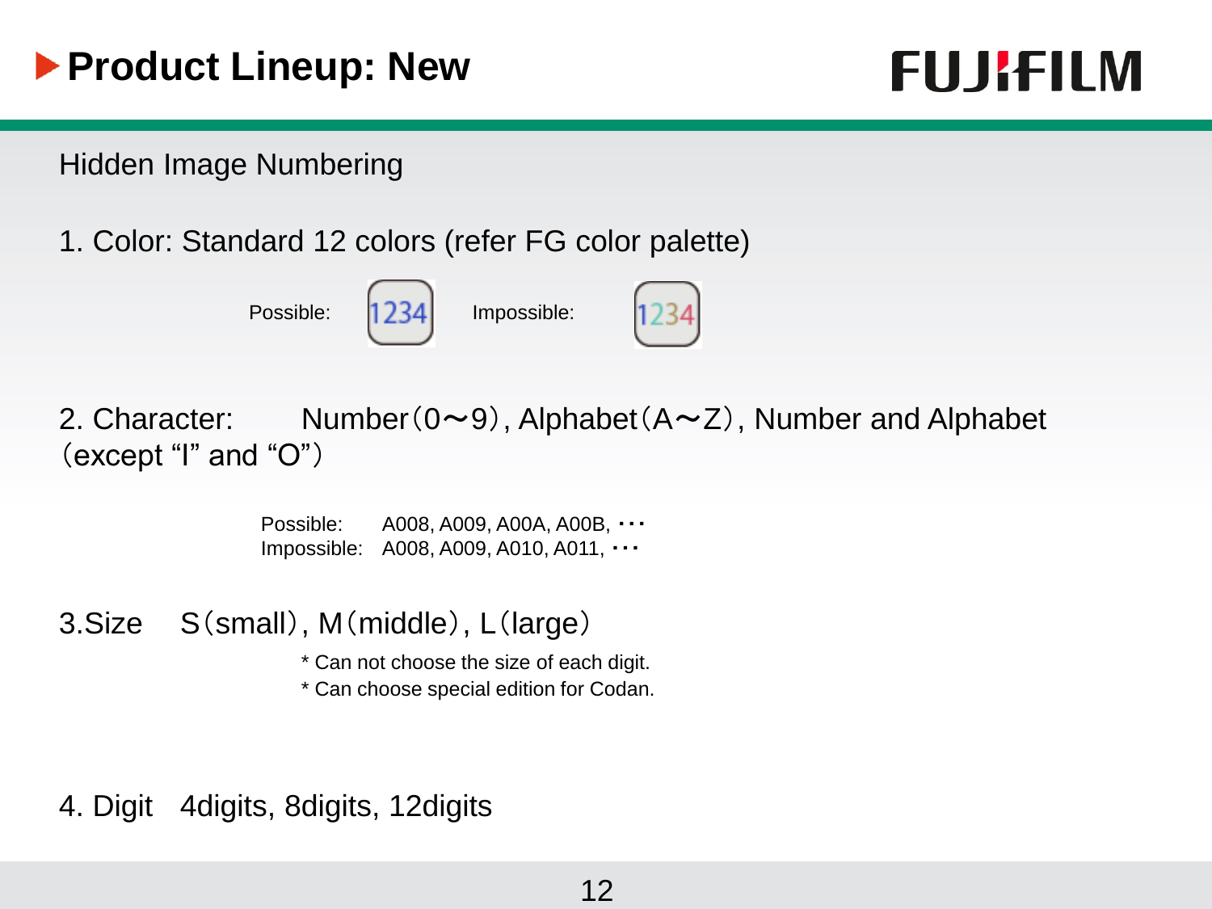# Product Lineup: New

Hidden Image Numbering

1. Color: Standard 12 colors (refer FG color palette)

Possible: 1234 Impossible: 1234

2. Character: Number（0～9）, Alphabet（A～Z）, Number and Alphabet（except “I” and “O”）

Possible: A008, A009, A00A, A00B, ･･･
Impossible: A008, A009, A010, A011, ･･･

3. Size S（small）, M（middle）, L（large）

* Can not choose the size of each digit.
* Can choose special edition for Codan.

4. Digit 4digits, 8digits, 12digits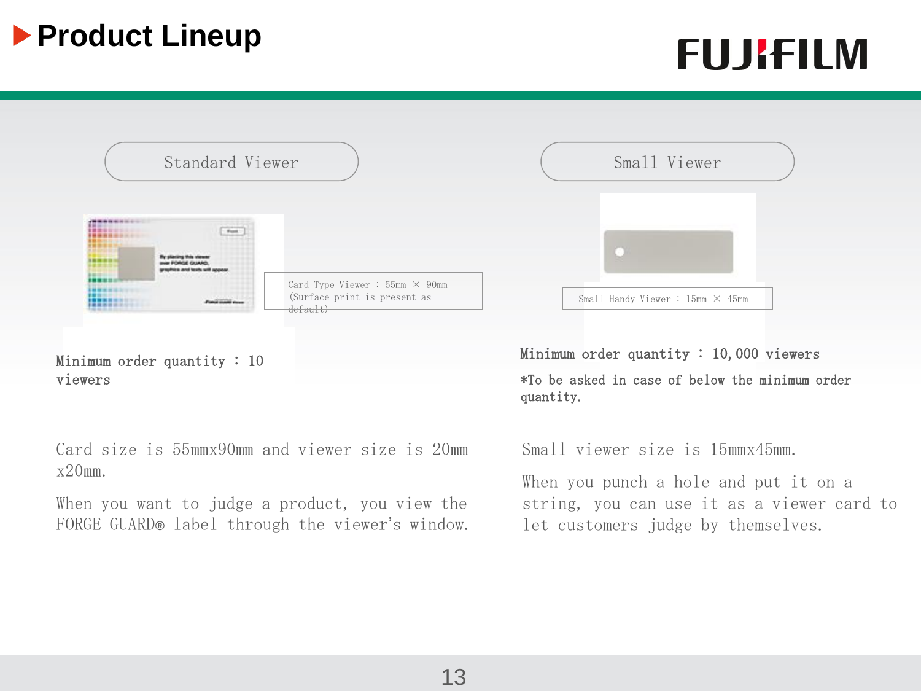# Product Lineup

## Standard Viewer

Card Type Viewer : 55mm × 90mm
(Surface print is present as default)

Minimum order quantity : 10 viewers

Card size is 55mmx90mm and viewer size is 20mm x20mm.

When you want to judge a product, you view the FORGE GUARD® label through the viewer's window.

## Small Viewer

Small Handy Viewer : 15mm × 45mm

Minimum order quantity : 10,000 viewers

*To be asked in case of below the minimum order quantity.

Small viewer size is 15mmx45mm.

When you punch a hole and put it on a string, you can use it as a viewer card to let customers judge by themselves.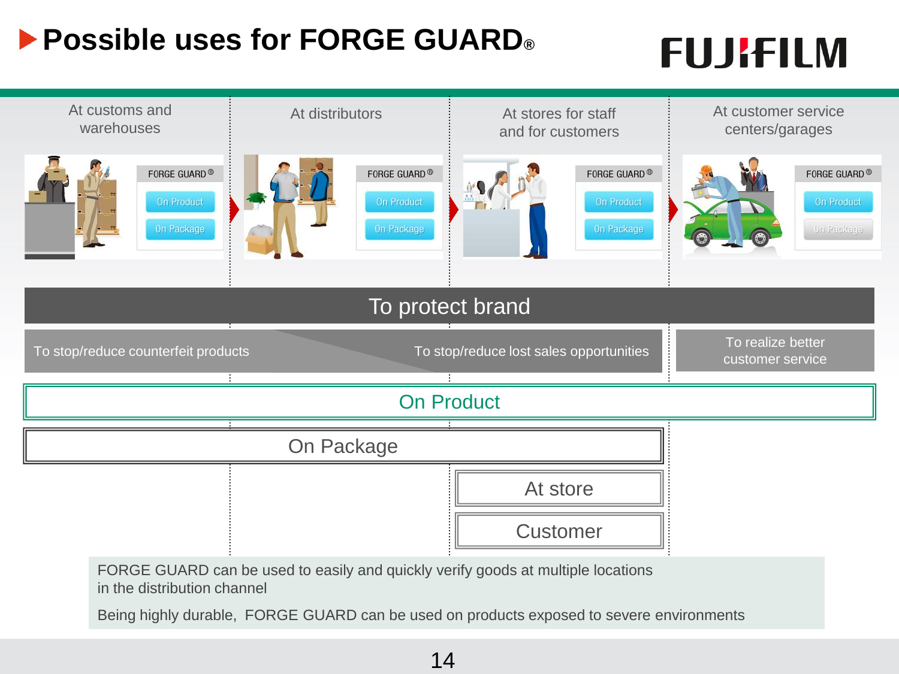# Possible uses for FORGE GUARD®

| At customs and warehouses | At distributors | At stores for staff and for customers | At customer service centers/garages |
|---|---|---|---|
| FORGE GUARD® On Product / On Package | FORGE GUARD® On Product / On Package | FORGE GUARD® On Product / On Package | FORGE GUARD® On Product / On Package |

**To protect brand**

- To stop/reduce counterfeit products
- To stop/reduce lost sales opportunities
- To realize better customer service

**On Product**

**On Package**

**At store**

**Customer**

FORGE GUARD can be used to easily and quickly verify goods at multiple locations in the distribution channel

Being highly durable, FORGE GUARD can be used on products exposed to severe environments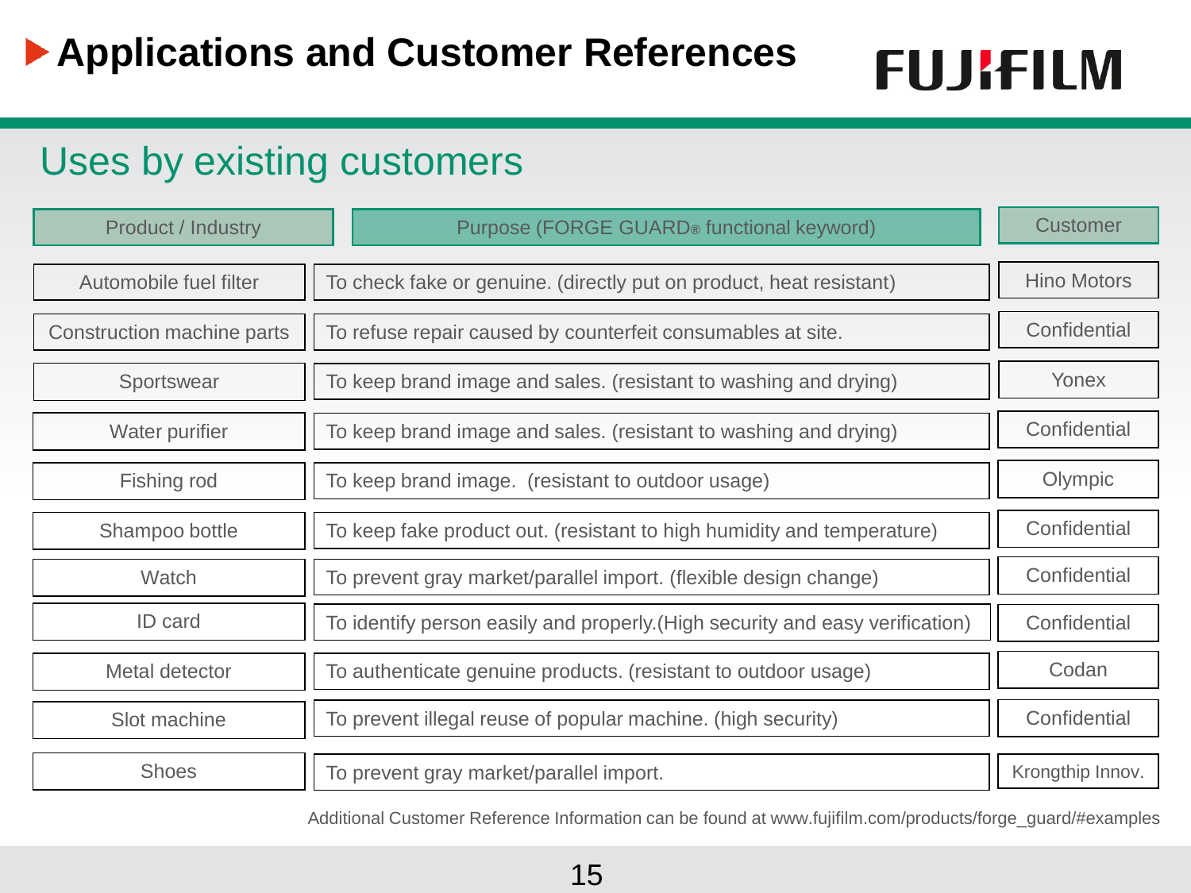# Applications and Customer References

## Uses by existing customers

| Product / Industry | Purpose (FORGE GUARD® functional keyword) | Customer |
|---|---|---|
| Automobile fuel filter | To check fake or genuine. (directly put on product, heat resistant) | Hino Motors |
| Construction machine parts | To refuse repair caused by counterfeit consumables at site. | Confidential |
| Sportswear | To keep brand image and sales. (resistant to washing and drying) | Yonex |
| Water purifier | To keep brand image and sales. (resistant to washing and drying) | Confidential |
| Fishing rod | To keep brand image. (resistant to outdoor usage) | Olympic |
| Shampoo bottle | To keep fake product out. (resistant to high humidity and temperature) | Confidential |
| Watch | To prevent gray market/parallel import. (flexible design change) | Confidential |
| ID card | To identify person easily and properly.(High security and easy verification) | Confidential |
| Metal detector | To authenticate genuine products. (resistant to outdoor usage) | Codan |
| Slot machine | To prevent illegal reuse of popular machine. (high security) | Confidential |
| Shoes | To prevent gray market/parallel import. | Krongthip Innov. |

Additional Customer Reference Information can be found at www.fujifilm.com/products/forge_guard/#examples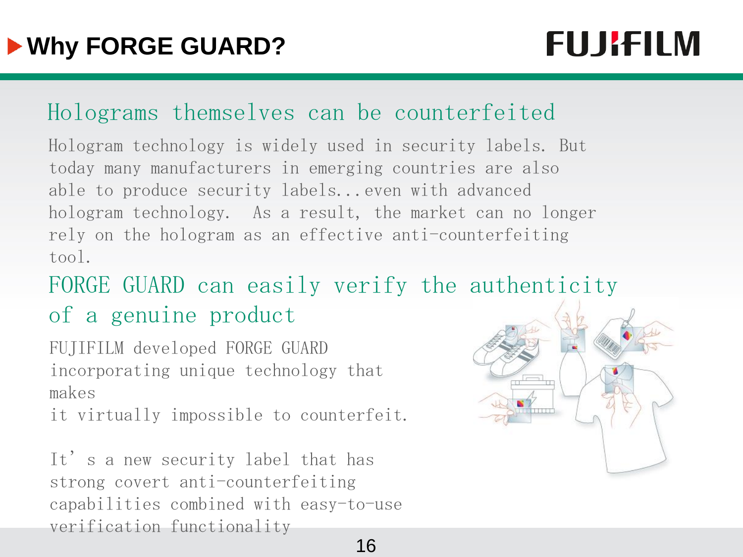# Why FORGE GUARD?

## Holograms themselves can be counterfeited

Hologram technology is widely used in security labels. But today many manufacturers in emerging countries are also able to produce security labels...even with advanced hologram technology. As a result, the market can no longer rely on the hologram as an effective anti-counterfeiting tool.

## FORGE GUARD can easily verify the authenticity of a genuine product

FUJIFILM developed FORGE GUARD incorporating unique technology that makes it virtually impossible to counterfeit.

It's a new security label that has strong covert anti-counterfeiting capabilities combined with easy-to-use verification functionality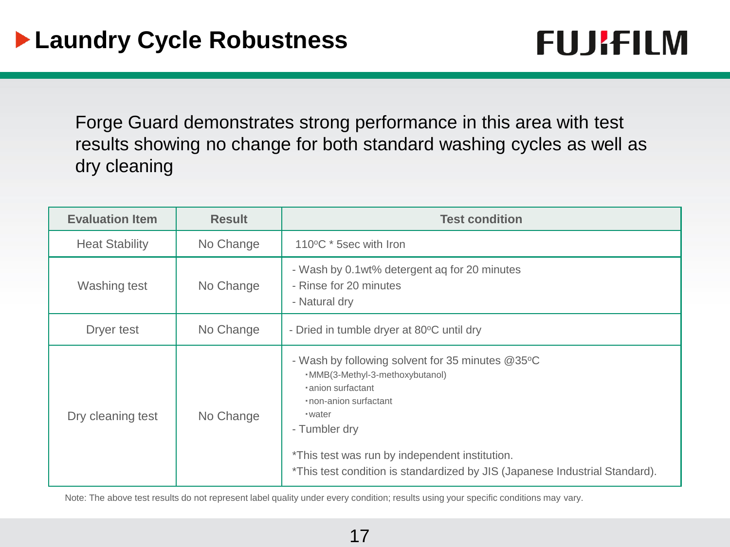# Laundry Cycle Robustness

FUJIFILM

Forge Guard demonstrates strong performance in this area with test results showing no change for both standard washing cycles as well as dry cleaning

| Evaluation Item | Result | Test condition |
|---|---|---|
| Heat Stability | No Change | 110ºC * 5sec with Iron |
| Washing test | No Change | - Wash by 0.1wt% detergent aq for 20 minutes<br>- Rinse for 20 minutes<br>- Natural dry |
| Dryer test | No Change | - Dried in tumble dryer at 80ºC until dry |
| Dry cleaning test | No Change | - Wash by following solvent for 35 minutes @35ºC<br>・MMB(3-Methyl-3-methoxybutanol)<br>・anion surfactant<br>・non-anion surfactant<br>・water<br>- Tumbler dry<br><br>*This test was run by independent institution.<br>*This test condition is standardized by JIS (Japanese Industrial Standard). |

Note: The above test results do not represent label quality under every condition; results using your specific conditions may vary.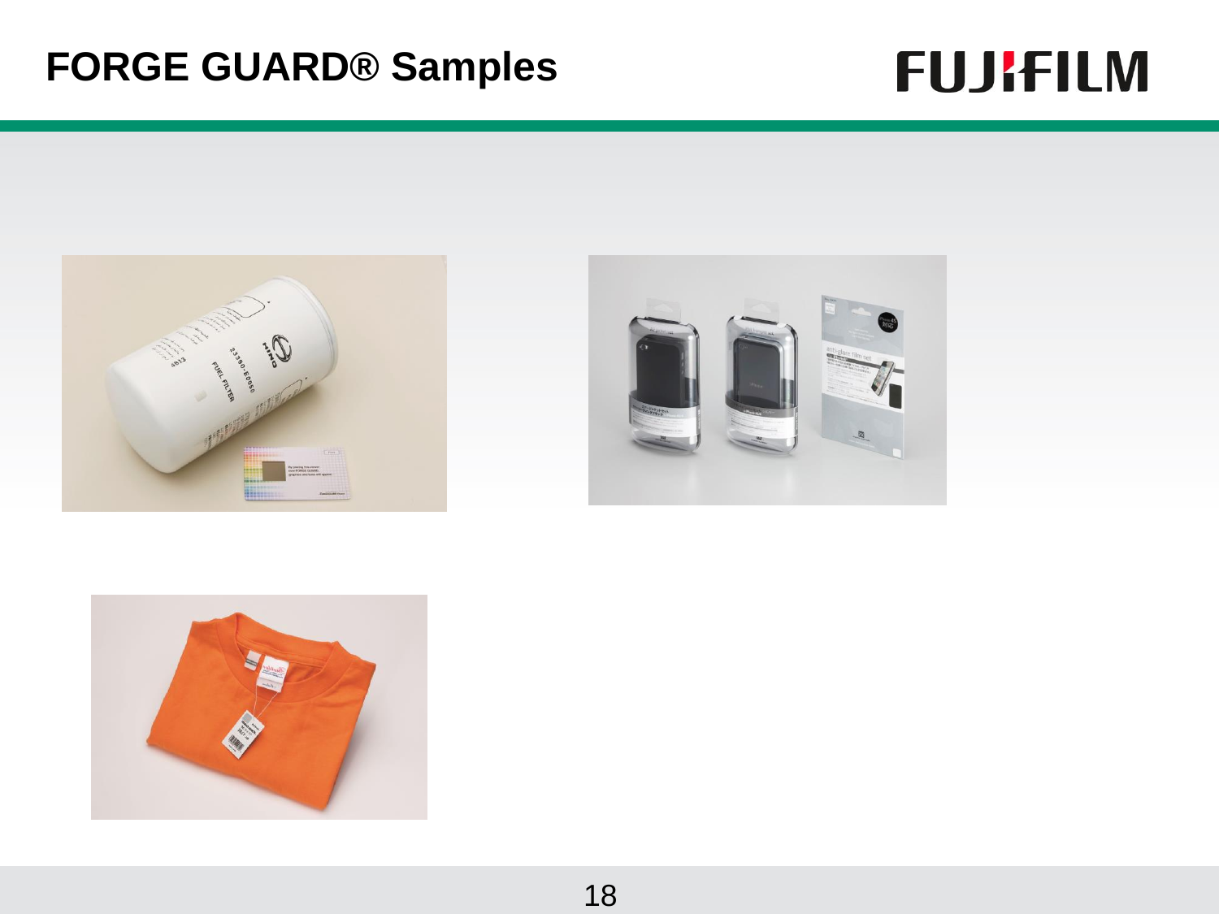# FORGE GUARD® Samples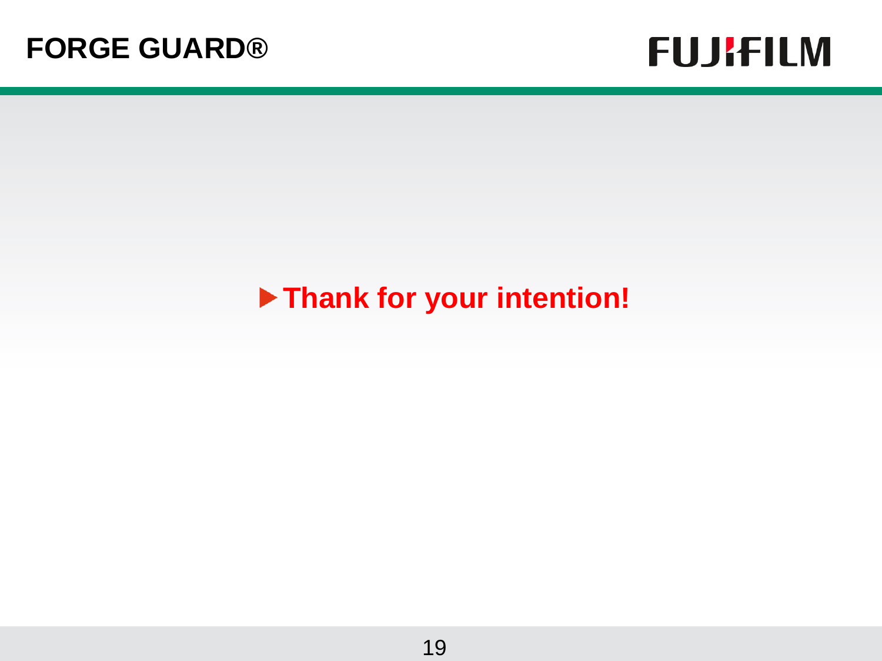FORGE GUARD®

FUJIFILM

▶ **Thank for your intention!**